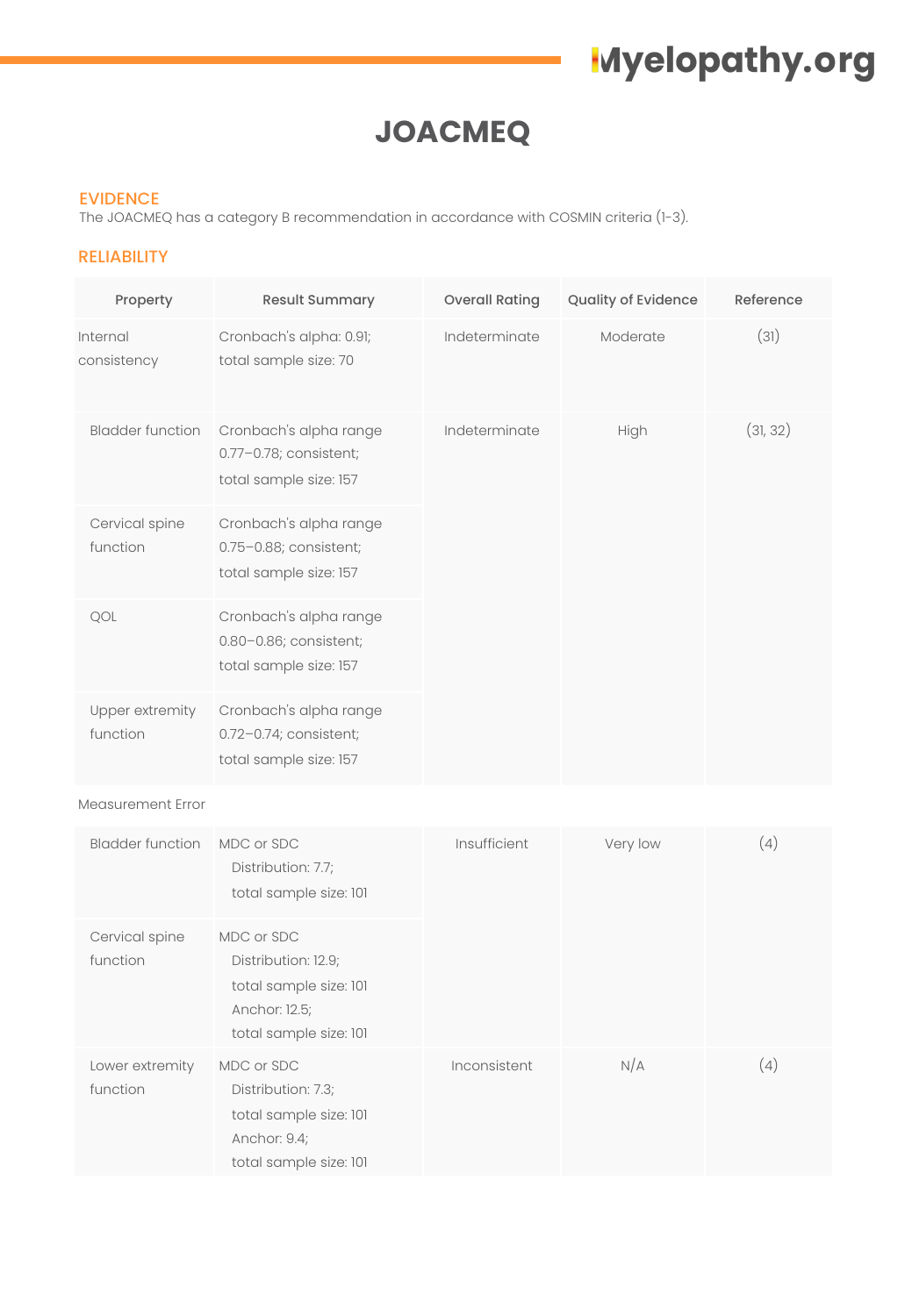# JOACMEQ

## EVIDENCE

The JOACMEQ has a category B recommendation in accordance with COSMIN criteria (1-3).

## RELIABILITY

| Property | Result Summary | Overall Rating | Quality of Evidence | Reference |
|---|---|---|---|---|
| Internal consistency | Cronbach's alpha: 0.91; total sample size: 70 | Indeterminate | Moderate | (31) |
| Bladder function | Cronbach's alpha range 0.77–0.78; consistent; total sample size: 157 | Indeterminate | High | (31, 32) |
| Cervical spine function | Cronbach's alpha range 0.75–0.88; consistent; total sample size: 157 | | | |
| QOL | Cronbach's alpha range 0.80–0.86; consistent; total sample size: 157 | | | |
| Upper extremity function | Cronbach's alpha range 0.72–0.74; consistent; total sample size: 157 | | | |
| Measurement Error | | | | |
| Bladder function | MDC or SDC Distribution: 7.7; total sample size: 101 | Insufficient | Very low | (4) |
| Cervical spine function | MDC or SDC Distribution: 12.9; total sample size: 101 Anchor: 12.5; total sample size: 101 | | | |
| Lower extremity function | MDC or SDC Distribution: 7.3; total sample size: 101 Anchor: 9.4; total sample size: 101 | Inconsistent | N/A | (4) |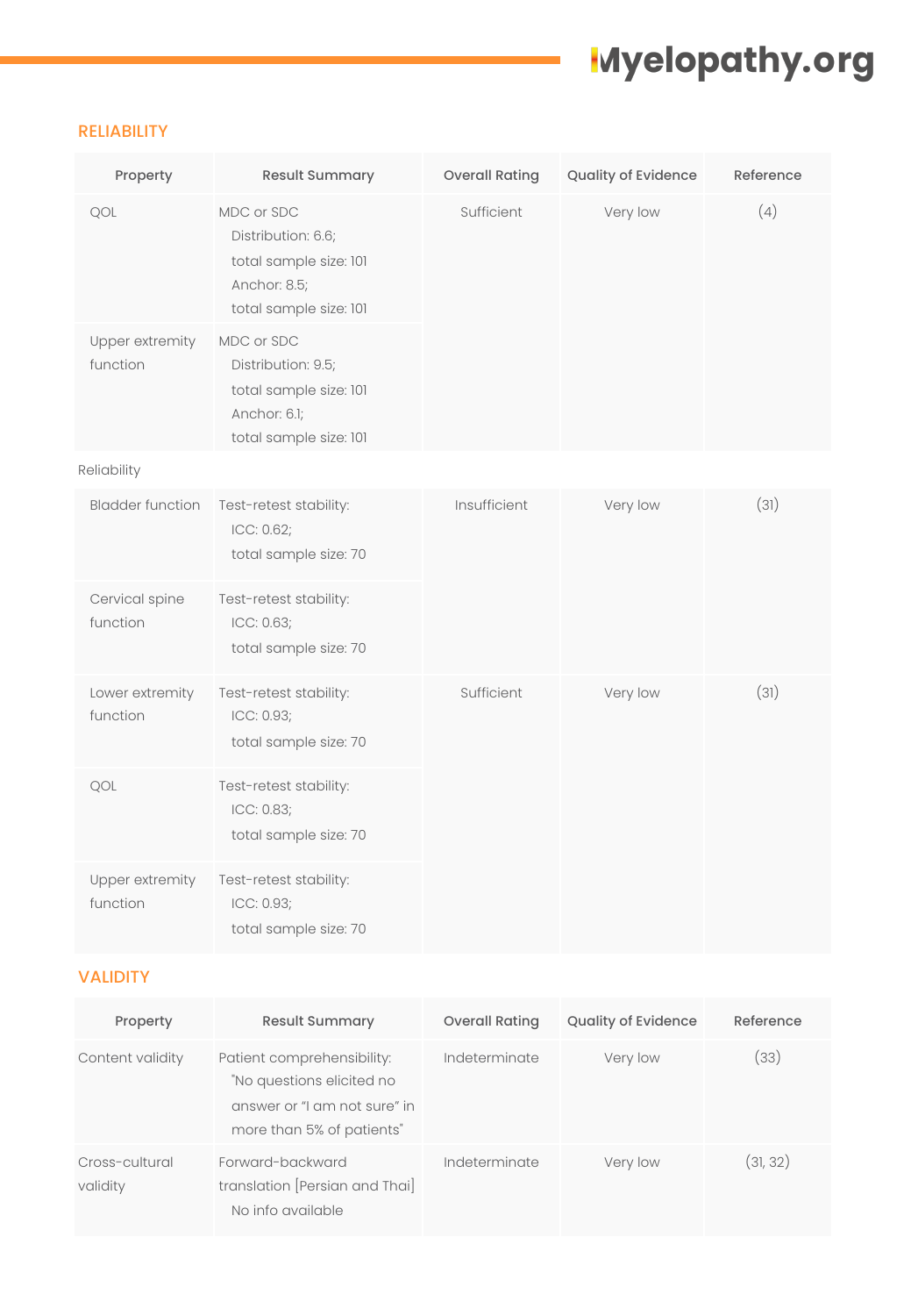## RELIABILITY

| Property | Result Summary | Overall Rating | Quality of Evidence | Reference |
|---|---|---|---|---|
| QOL | MDC or SDC<br>Distribution: 6.6;<br>total sample size: 101<br>Anchor: 8.5;<br>total sample size: 101 | Sufficient | Very low | (4) |
| Upper extremity function | MDC or SDC<br>Distribution: 9.5;<br>total sample size: 101<br>Anchor: 6.1;<br>total sample size: 101 | | | |
| Reliability | | | | |
| Bladder function | Test-retest stability:<br>ICC: 0.62;<br>total sample size: 70 | Insufficient | Very low | (31) |
| Cervical spine function | Test-retest stability:<br>ICC: 0.63;<br>total sample size: 70 | | | |
| Lower extremity function | Test-retest stability:<br>ICC: 0.93;<br>total sample size: 70 | Sufficient | Very low | (31) |
| QOL | Test-retest stability:<br>ICC: 0.83;<br>total sample size: 70 | | | |
| Upper extremity function | Test-retest stability:<br>ICC: 0.93;<br>total sample size: 70 | | | |

## VALIDITY

| Property | Result Summary | Overall Rating | Quality of Evidence | Reference |
|---|---|---|---|---|
| Content validity | Patient comprehensibility:<br>"No questions elicited no answer or "I am not sure" in more than 5% of patients" | Indeterminate | Very low | (33) |
| Cross-cultural validity | Forward-backward translation [Persian and Thai]<br>No info available | Indeterminate | Very low | (31, 32) |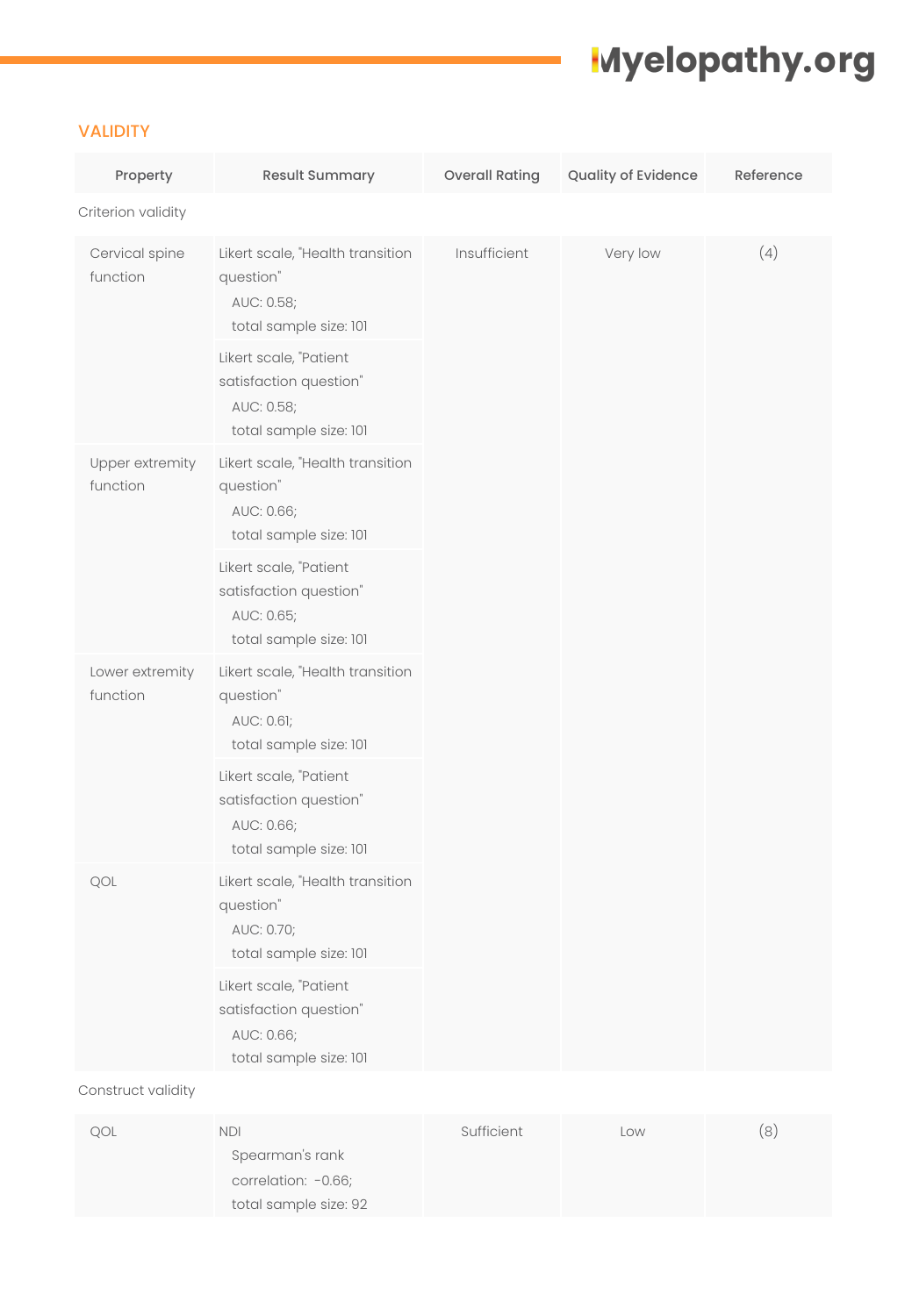## VALIDITY

| Property | Result Summary | Overall Rating | Quality of Evidence | Reference |
|---|---|---|---|---|
| Criterion validity | | | | |
| Cervical spine function | Likert scale, "Health transition question" AUC: 0.58; total sample size: 101 | Insufficient | Very low | (4) |
| | Likert scale, "Patient satisfaction question" AUC: 0.58; total sample size: 101 | | | |
| Upper extremity function | Likert scale, "Health transition question" AUC: 0.66; total sample size: 101 | | | |
| | Likert scale, "Patient satisfaction question" AUC: 0.65; total sample size: 101 | | | |
| Lower extremity function | Likert scale, "Health transition question" AUC: 0.61; total sample size: 101 | | | |
| | Likert scale, "Patient satisfaction question" AUC: 0.66; total sample size: 101 | | | |
| QOL | Likert scale, "Health transition question" AUC: 0.70; total sample size: 101 | | | |
| | Likert scale, "Patient satisfaction question" AUC: 0.66; total sample size: 101 | | | |
| Construct validity | | | | |
| QOL | NDI Spearman's rank correlation: -0.66; total sample size: 92 | Sufficient | Low | (8) |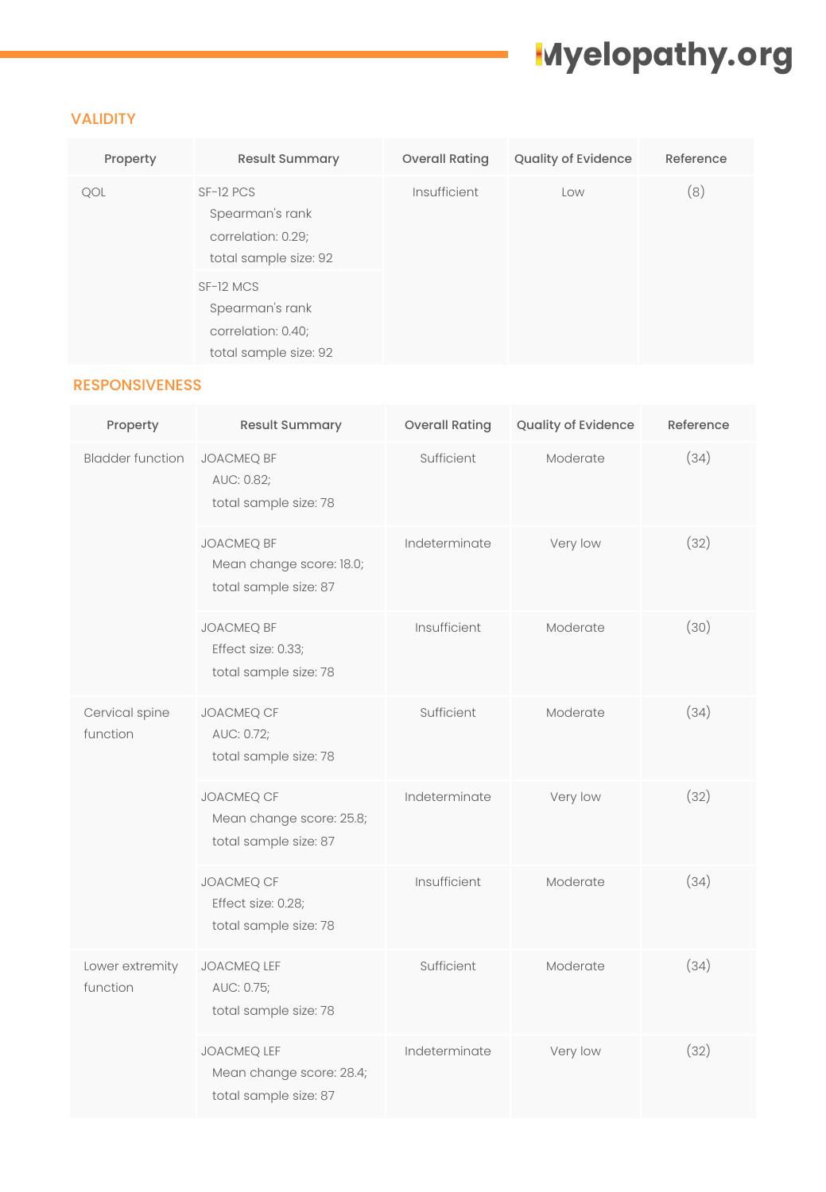## VALIDITY

| Property | Result Summary | Overall Rating | Quality of Evidence | Reference |
|---|---|---|---|---|
| QOL | SF-12 PCS Spearman's rank correlation: 0.29; total sample size: 92 | Insufficient | Low | (8) |
| | SF-12 MCS Spearman's rank correlation: 0.40; total sample size: 92 | | | |

## RESPONSIVENESS

| Property | Result Summary | Overall Rating | Quality of Evidence | Reference |
|---|---|---|---|---|
| Bladder function | JOACMEQ BF AUC: 0.82; total sample size: 78 | Sufficient | Moderate | (34) |
| | JOACMEQ BF Mean change score: 18.0; total sample size: 87 | Indeterminate | Very low | (32) |
| | JOACMEQ BF Effect size: 0.33; total sample size: 78 | Insufficient | Moderate | (30) |
| Cervical spine function | JOACMEQ CF AUC: 0.72; total sample size: 78 | Sufficient | Moderate | (34) |
| | JOACMEQ CF Mean change score: 25.8; total sample size: 87 | Indeterminate | Very low | (32) |
| | JOACMEQ CF Effect size: 0.28; total sample size: 78 | Insufficient | Moderate | (34) |
| Lower extremity function | JOACMEQ LEF AUC: 0.75; total sample size: 78 | Sufficient | Moderate | (34) |
| | JOACMEQ LEF Mean change score: 28.4; total sample size: 87 | Indeterminate | Very low | (32) |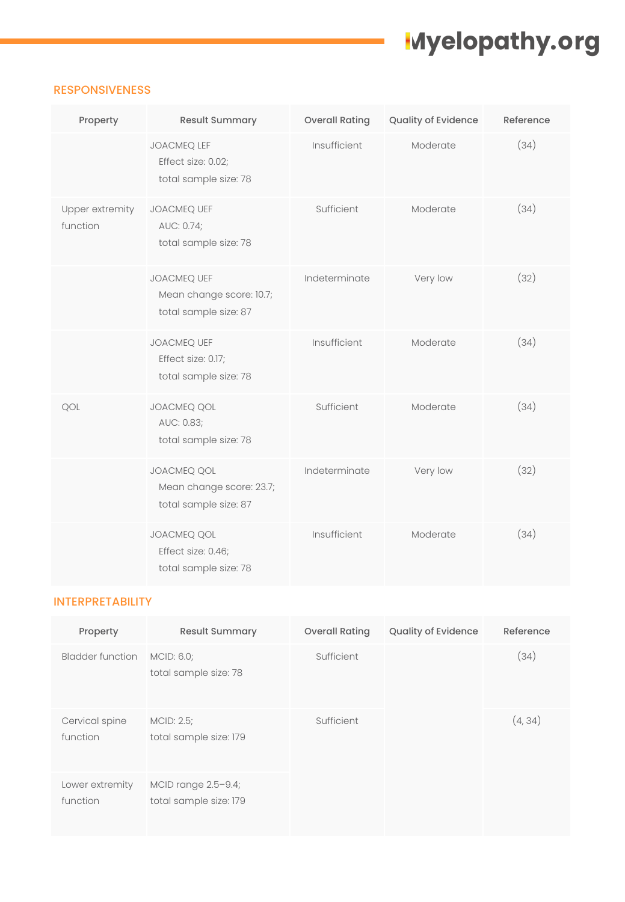## RESPONSIVENESS

| Property | Result Summary | Overall Rating | Quality of Evidence | Reference |
|---|---|---|---|---|
| | JOACMEQ LEF<br>Effect size: 0.02;<br>total sample size: 78 | Insufficient | Moderate | (34) |
| Upper extremity function | JOACMEQ UEF<br>AUC: 0.74;<br>total sample size: 78 | Sufficient | Moderate | (34) |
| | JOACMEQ UEF<br>Mean change score: 10.7;<br>total sample size: 87 | Indeterminate | Very low | (32) |
| | JOACMEQ UEF<br>Effect size: 0.17;<br>total sample size: 78 | Insufficient | Moderate | (34) |
| QOL | JOACMEQ QOL<br>AUC: 0.83;<br>total sample size: 78 | Sufficient | Moderate | (34) |
| | JOACMEQ QOL<br>Mean change score: 23.7;<br>total sample size: 87 | Indeterminate | Very low | (32) |
| | JOACMEQ QOL<br>Effect size: 0.46;<br>total sample size: 78 | Insufficient | Moderate | (34) |

## INTERPRETABILITY

| Property | Result Summary | Overall Rating | Quality of Evidence | Reference |
|---|---|---|---|---|
| Bladder function | MCID: 6.0;<br>total sample size: 78 | Sufficient | | (34) |
| Cervical spine function | MCID: 2.5;<br>total sample size: 179 | Sufficient | | (4, 34) |
| Lower extremity function | MCID range 2.5–9.4;<br>total sample size: 179 | | | |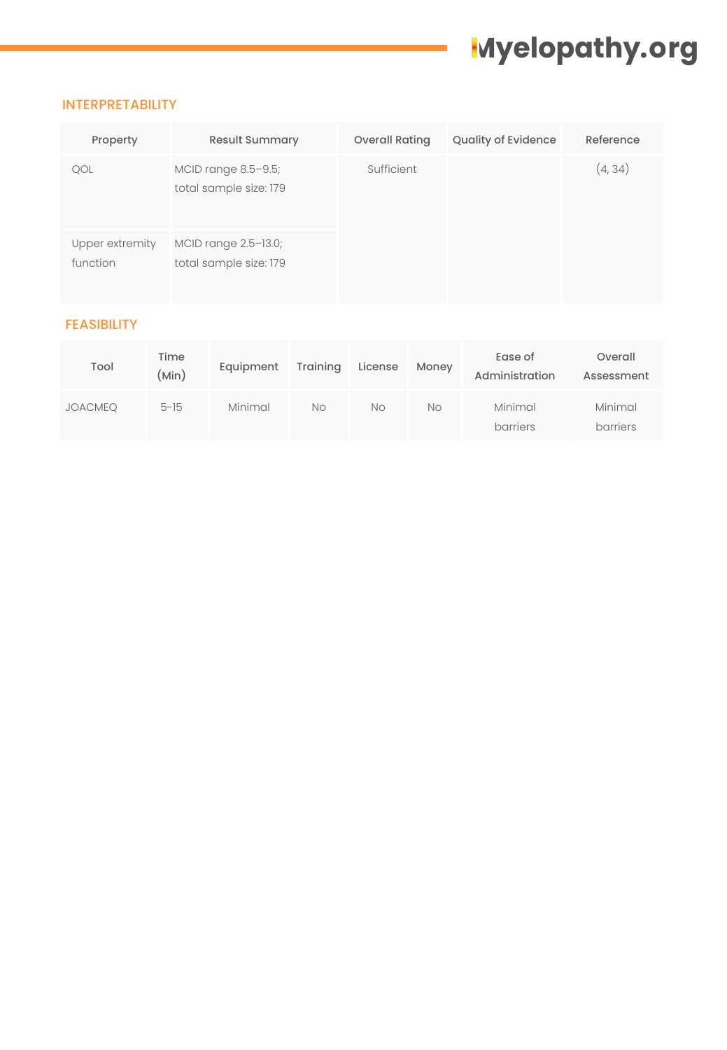## INTERPRETABILITY

| Property | Result Summary | Overall Rating | Quality of Evidence | Reference |
|---|---|---|---|---|
| QOL | MCID range 8.5–9.5; total sample size: 179 | Sufficient | | (4, 34) |
| Upper extremity function | MCID range 2.5–13.0; total sample size: 179 | | | |

## FEASIBILITY

| Tool | Time (Min) | Equipment | Training | License | Money | Ease of Administration | Overall Assessment |
|---|---|---|---|---|---|---|---|
| JOACMEQ | 5-15 | Minimal | No | No | No | Minimal barriers | Minimal barriers |